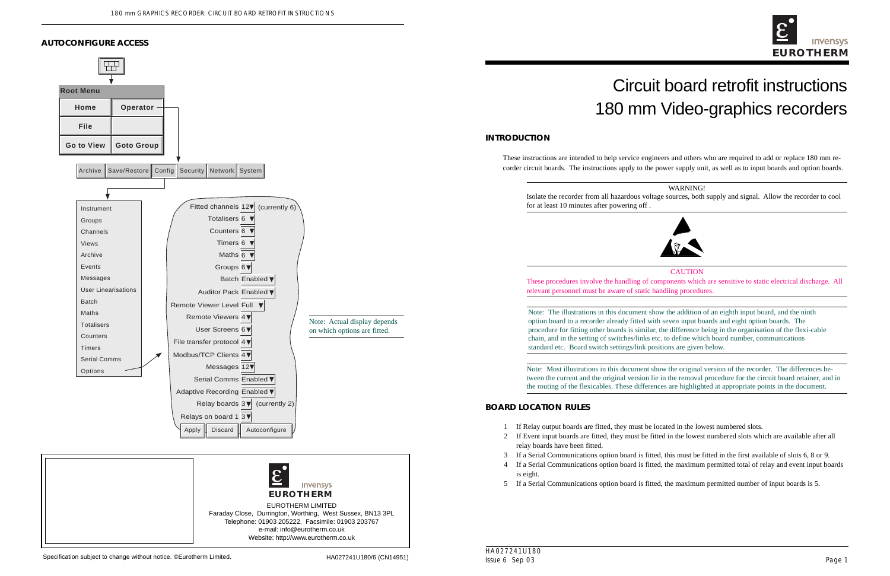# Circuit board retrofit instructions
# 180 mm Video-graphics recorders

## INTRODUCTION

These instructions are intended to help service engineers and others who are required to add or replace 180 mm recorder circuit boards. The instructions apply to the power supply unit, as well as to input boards and option boards.

WARNING!

Isolate the recorder from all hazardous voltage sources, both supply and signal. Allow the recorder to cool for at least 10 minutes after powering off .

CAUTION

These procedures involve the handling of components which are sensitive to static electrical discharge. All relevant personnel must be aware of static handling procedures.

Note: The illustrations in this document show the addition of an eighth input board, and the ninth option board to a recorder already fitted with seven input boards and eight option boards. The procedure for fitting other boards is similar, the difference being in the organisation of the flexi-cable chain, and in the setting of switches/links etc. to define which board number, communications standard etc. Board switch settings/link positions are given below.

Note: Most illustrations in this document show the original version of the recorder. The differences between the current and the original version lie in the removal procedure for the circuit board retainer, and in the routing of the flexicables. These differences are highlighted at appropriate points in the document.

## BOARD LOCATION RULES

1. If Relay output boards are fitted, they must be located in the lowest numbered slots.
2. If Event input boards are fitted, they must be fitted in the lowest numbered slots which are available after all relay boards have been fitted.
3. If a Serial Communications option board is fitted, this must be fitted in the first available of slots 6, 8 or 9.
4. If a Serial Communications option board is fitted, the maximum permitted total of relay and event input boards is eight.
5. If a Serial Communications option board is fitted, the maximum permitted number of input boards is 5.

## AUTOCONFIGURE ACCESS

Root Menu: Home, Operator, File, Go to View, Goto Group

Archive | Save/Restore | Config | Security | Network | System

Instrument, Groups, Channels, Views, Archive, Events, Messages, User Linearisations, Batch, Maths, Totalisers, Counters, Timers, Serial Comms, Options

- Fitted channels 12 (currently 6)
- Totalisers 6
- Counters 6
- Timers 6
- Maths 6
- Groups 6
- Batch Enabled
- Auditor Pack Enabled
- Remote Viewer Level Full
- Remote Viewers 4
- User Screens 6
- File transfer protocol 4
- Modbus/TCP Clients 4
- Messages 12
- Serial Comms Enabled
- Adaptive Recording Enabled
- Relay boards 3 (currently 2)
- Relays on board 1 3

Apply | Discard | Autoconfigure

Note: Actual display depends on which options are fitted.

EUROTHERM LIMITED
Faraday Close, Durrington, Worthing, West Sussex, BN13 3PL
Telephone: 01903 205222. Facsimile: 01903 203767
e-mail: info@eurotherm.co.uk
Website: http://www.eurotherm.co.uk

Specification subject to change without notice. ©Eurotherm Limited.

HA027241U180/6 (CN14951)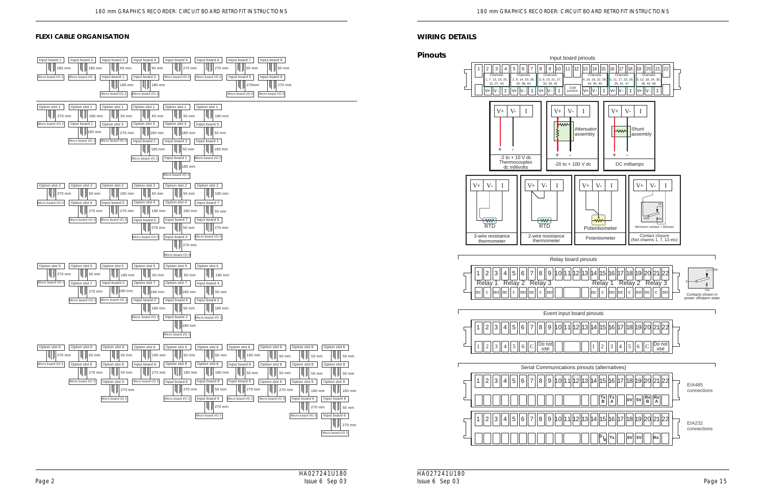## FLEXI CABLE ORGANISATION

Input board 1 — 180 mm — Micro board I/O 2

Input board 2 — 180 mm — Micro board I/O 1

Input board 3 — 50 mm — Input board 1 — 180 mm — Micro board I/O 2

Input board 4 — 50 mm — Input board 2 — 180 mm — Micro board I/O 1

Input board 5 — 270 mm — Micro board I/O 0

Input board 6 — 270 mm — Micro board I/O 3

Input board 7 — 50 mm — Input board 5 — 270mm — Micro board I/O 0

Input board 8 — 50 mm — Input board 6 — 270 mm — Micro board I/O 3

Option slot 1 — 270 mm — Micro board I/O 2

Option slot 1 — 180 mm — Input board 1 — 180 mm — Micro board I/O 2

Option slot 1 — 50 mm — Option slot 3 — 270 mm — Micro board I/O 2

Option slot 1 — 50 mm — Option slot 3 — 180 mm — Input board 1 — 180 mm — Micro board I/O 2

Option slot 1 — 50 mm — Option slot 3 — 180 mm — Input board 3 — 50 mm — Input board 1 — 180 mm — Micro board I/O 2

Option slot 1 — 180 mm — Input board 3 — 50 mm — Input board 1 — 180 mm — Micro board I/O 2

Option slot 2 — 270 mm — Micro board I/O 0

Option slot 2 — 50 mm — Option slot 4 — 270 mm — Micro board I/O 0

Option slot 2 — 180 mm — Input board 5 — 270 mm — Micro board I/O 0

Option slot 2 — 50 mm — Option slot 4 — 180 mm — Input board 5 — 270 mm — Micro board I/O 0

Option slot 2 — 50 mm — Option slot 4 — 180 mm — Input board 7 — 50 mm — Input board 5 — 270 mm — Micro board I/O 0

Option slot 2 — 180 mm — Input board 7 — 50 mm — Input board 5 — 270 mm — Micro board I/O 0

Option slot 5 — 270 mm — Micro board I/O 1

Option slot 5 — 50 mm — Option slot 7 — 270 mm — Micro board I/O 1

Option slot 5 — 180 mm — Input board 2 — 180 mm — Micro board I/O 1

Option slot 5 — 50 mm — Option slot 7 — 180 mm — Input board 2 — 180 mm — Micro board I/O 1

Option slot 5 — 50 mm — Option slot 7 — 180 mm — Input board 4 — 50 mm — Input board 2 — 180 mm — Micro board I/O 1

Option slot 5 — 180 mm — Input board 4 — 50 mm — Input board 2 — 180 mm — Micro board I/O 1

Option slot 6 — 270 mm — Micro board I/O 3

Option slot 6 — 50 mm — Option slot 8 — 270 mm — Micro board I/O 3

Option slot 6 — 50 mm — Option slot 8 — 50 mm — Option slot 9 — 270 mm — Micro board I/O 3

Option slot 6 — 180 mm — Input board 6 — 270 mm — Micro board I/O 3

Option slot 6 — 50 mm — Option slot 8 — 180 mm — Input board 6 — 270 mm — Micro board I/O 3

Option slot 6 — 50 mm — Option slot 8 — 50 mm — Input board 8 — 50 mm — Input board 6 — 270 mm — Micro board I/O 3

Option slot 6 — 180 mm — Input board 8 — 50 mm — Input board 6 — 270 mm — Micro board I/O 3

Option slot 6 — 50 mm — Option slot 8 — 50 mm — Option slot 9 — 270 mm — Micro board I/O 3

Option slot 6 — 50 mm — Option slot 8 — 50 mm — Option slot 9 — 180 mm — Input board 6 — 270 mm — Micro board I/O 3

Option slot 6 — 50 mm — Option slot 8 — 50 mm — Option slot 9 — 180 mm — Input board 8 — 50 mm — Input board 6 — 270 mm — Micro board I/O 3

## WIRING DETAILS

### Pinouts

**Input board pinouts**

| 1 | 2 | 3 | 4 | 5 | 6 | 7 | 8 | 9 | 10 | 11 | 12 | 13 | 14 | 15 | 16 | 17 | 18 | 19 | 20 | 21 | 22 |
|---|---|---|---|---|---|---|---|---|---|---|---|---|---|---|---|---|---|---|---|---|---|
| | V+ | V- | I | V+ | V- | I | V+ | V- | I | Cold junction | | V+ | V- | I | V+ | V- | I | V+ | V- | I | |

Channels: 1, 7, 13, 19, 25, 31, 37, 43 (pins 2–4); 2, 8, 14, 20, 26, 32, 38, 44 (pins 5–7); 3, 9, 15, 21, 27, 33, 39, 45 (pins 8–10); 4, 10, 16, 22, 28, 34, 40, 46 (pins 13–15); 5, 11, 17, 23, 29, 35, 41, 47 (pins 16–18); 6, 12, 18, 24, 30, 36, 42, 48 (pins 19–21)

- -2 to + 10 V dc Thermocouples dc millivolts
- -20 to + 100 V dc (Attenuator assembly)
- DC milliamps (Shunt assembly)
- 3-wire resistance thermometer (RTD)
- 2-wire resistance thermometer (RTD)
- Potentiometer
- Contact closure (Not channs 1, 7, 13 etc) — Minimum contact = 60msec

**Relay board pinouts**

| 1 | 2 | 3 | 4 | 5 | 6 | 7 | 8 | 9 | 10 | 11 | 12 | 13 | 14 | 15 | 16 | 17 | 18 | 19 | 20 | 21 | 22 |
|---|---|---|---|---|---|---|---|---|---|---|---|---|---|---|---|---|---|---|---|---|---|
| Relay 1 | | | Relay 2 | | | Relay 3 | | | | | | | Relay 1 | | | Relay 2 | | | Relay 3 | | |
| nc | c | no | nc | c | no | nc | c | no | | | | | nc | c | no | nc | c | no | nc | c | no |

Contacts shown in power off/alarm state

**Event input board pinouts**

| 1 | 2 | 3 | 4 | 5 | 6 | 7 | 8 | 9 | 10 | 11 | 12 | 13 | 14 | 15 | 16 | 17 | 18 | 19 | 20 | 21 | 22 |
|---|---|---|---|---|---|---|---|---|---|---|---|---|---|---|---|---|---|---|---|---|---|
| 1 | 2 | 3 | 4 | 5 | 6 | C | Do not use | | | | | 1 | 2 | 3 | 4 | 5 | 6 | C | Do not use | | |

**Serial Communications pinouts (alternatives)**

EIA485 connections

| 1 | 2 | 3 | 4 | 5 | 6 | 7 | 8 | 9 | 10 | 11 | 12 | 13 | 14 | 15 | 16 | 17 | 18 | 19 | 20 | 21 | 22 |
|---|---|---|---|---|---|---|---|---|---|---|---|---|---|---|---|---|---|---|---|---|---|
| | | | | | | | | | | | | | | Tx B | Tx A | | 0V | 5V | Rx B | Rx A | |

EIA232 connections

| 1 | 2 | 3 | 4 | 5 | 6 | 7 | 8 | 9 | 10 | 11 | 12 | 13 | 14 | 15 | 16 | 17 | 18 | 19 | 20 | 21 | 22 |
|---|---|---|---|---|---|---|---|---|---|---|---|---|---|---|---|---|---|---|---|---|---|
| | | | | | | | | | | | | | | DTR | Tx | | 0V | 5V | | Rx | |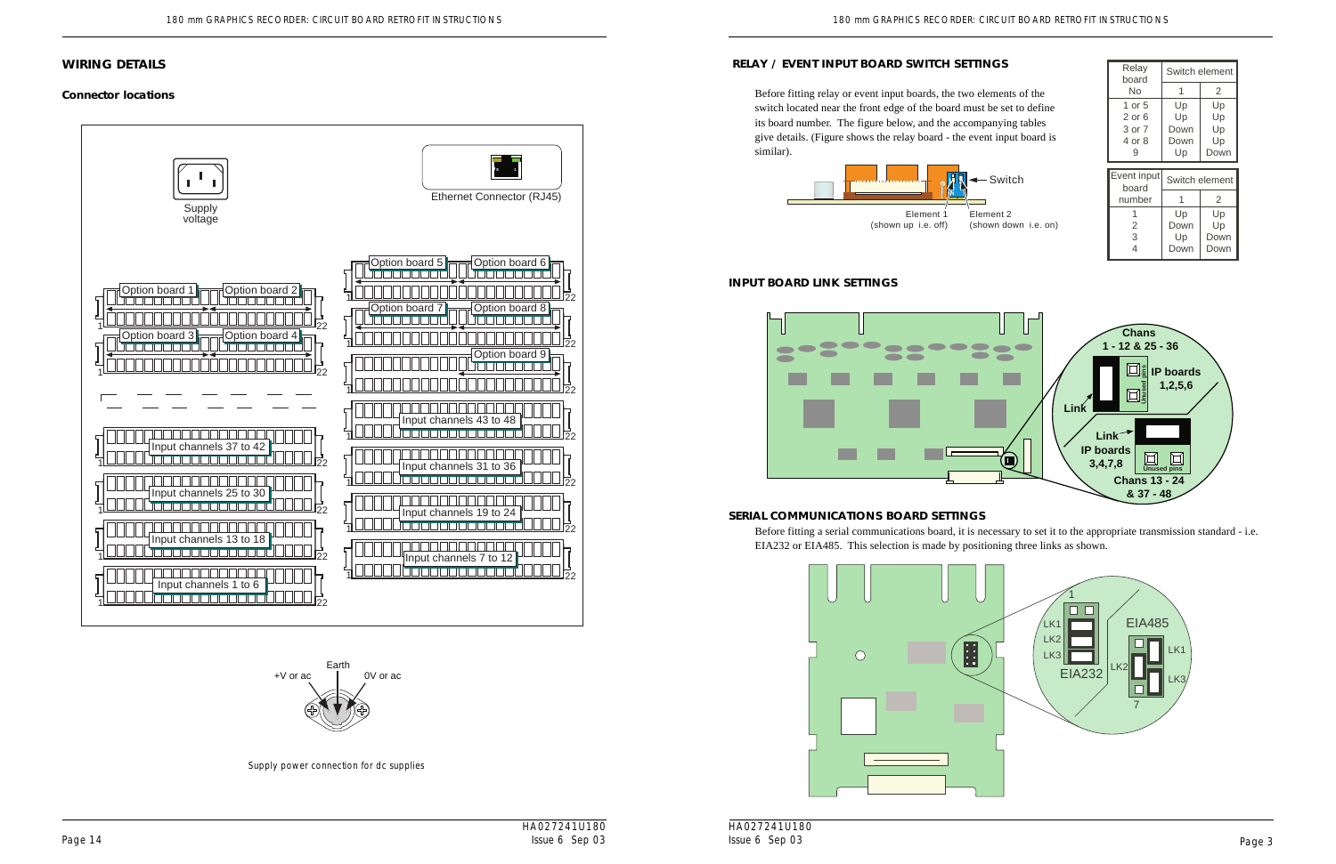## WIRING DETAILS

### Connector locations

Supply voltage

Ethernet Connector (RJ45)

Option board 1, Option board 2, Option board 3, Option board 4, Option board 5, Option board 6, Option board 7, Option board 8, Option board 9

Input channels 1 to 6, Input channels 7 to 12, Input channels 13 to 18, Input channels 19 to 24, Input channels 25 to 30, Input channels 31 to 36, Input channels 37 to 42, Input channels 43 to 48

Earth, +V or ac, 0V or ac

Supply power connection for dc supplies

## RELAY / EVENT INPUT BOARD SWITCH SETTINGS

Before fitting relay or event input boards, the two elements of the switch located near the front edge of the board must be set to define its board number. The figure below, and the accompanying tables give details. (Figure shows the relay board - the event input board is similar).

Switch

Element 1 (shown up i.e. off) Element 2 (shown down i.e. on)

| Relay board No | Switch element 1 | Switch element 2 |
|---|---|---|
| 1 or 5 | Up | Up |
| 2 or 6 | Up | Up |
| 3 or 7 | Down | Up |
| 4 or 8 | Down | Up |
| 9 | Up | Down |

| Event input board number | Switch element 1 | Switch element 2 |
|---|---|---|
| 1 | Up | Up |
| 2 | Down | Up |
| 3 | Up | Down |
| 4 | Down | Down |

## INPUT BOARD LINK SETTINGS

Chans 1 - 12 & 25 - 36, IP boards 1,2,5,6, Link, Unused pins

Link, IP boards 3,4,7,8, Unused pins, Chans 13 - 24 & 37 - 48

## SERIAL COMMUNICATIONS BOARD SETTINGS

Before fitting a serial communications board, it is necessary to set it to the appropriate transmission standard - i.e. EIA232 or EIA485. This selection is made by positioning three links as shown.

EIA232: LK1, LK2, LK3

EIA485: LK1, LK2, LK3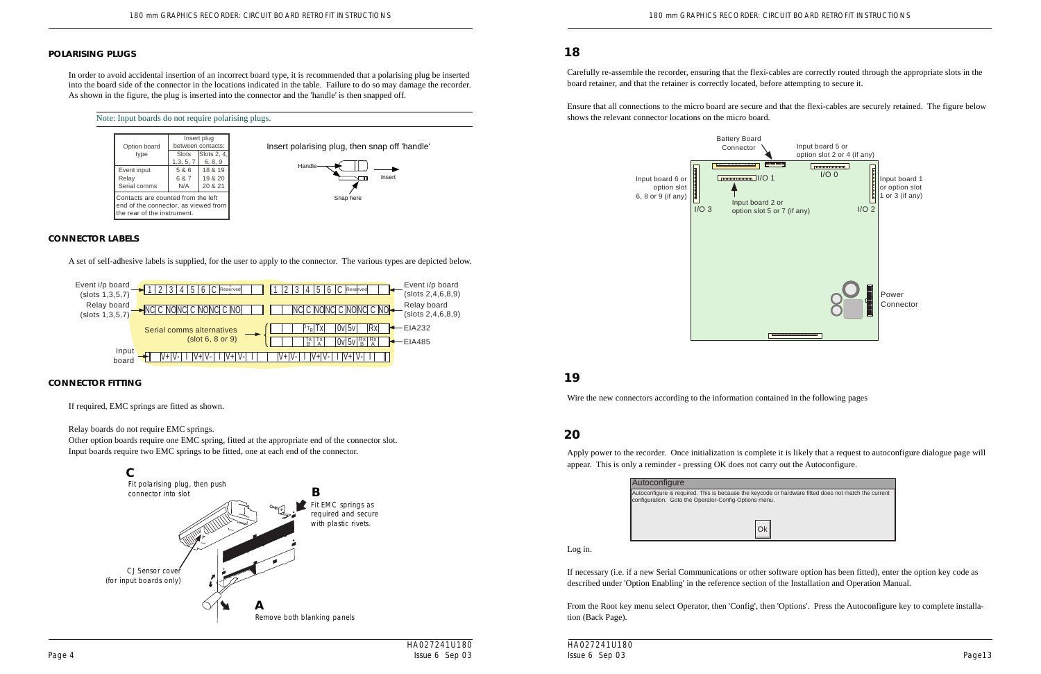## POLARISING PLUGS

In order to avoid accidental insertion of an incorrect board type, it is recommended that a polarising plug be inserted into the board side of the connector in the locations indicated in the table. Failure to do so may damage the recorder. As shown in the figure, the plug is inserted into the connector and the 'handle' is then snapped off.

Note: Input boards do not require polarising plugs.

| Option board type | Insert plug between contacts: | |
|---|---|---|
| | Slots 1,3, 5, 7 | Slots 2, 4, 6, 8, 9 |
| Event input | 5 & 6 | 18 & 19 |
| Relay | 6 & 7 | 19 & 20 |
| Serial comms | N/A | 20 & 21 |

Contacts are counted from the left end of the connector, as viewed from the rear of the instrument.

Insert polarising plug, then snap off 'handle'

## CONNECTOR LABELS

A set of self-adhesive labels is supplied, for the user to apply to the connector. The various types are depicted below.

## CONNECTOR FITTING

If required, EMC springs are fitted as shown.

Relay boards do not require EMC springs.
Other option boards require one EMC spring, fitted at the appropriate end of the connector slot.
Input boards require two EMC springs to be fitted, one at each end of the connector.

**C** Fit polarising plug, then push connector into slot

**B** Fit EMC springs as required and secure with plastic rivets.

CJ Sensor cover (for input boards only)

**A** Remove both blanking panels

## 18

Carefully re-assemble the recorder, ensuring that the flexi-cables are correctly routed through the appropriate slots in the board retainer, and that the retainer is correctly located, before attempting to secure it.

Ensure that all connections to the micro board are secure and that the flexi-cables are securely retained. The figure below shows the relevant connector locations on the micro board.

## 19

Wire the new connectors according to the information contained in the following pages

## 20

Apply power to the recorder. Once initialization is complete it is likely that a request to autoconfigure dialogue page will appear. This is only a reminder - pressing OK does not carry out the Autoconfigure.

Log in.

If necessary (i.e. if a new Serial Communications or other software option has been fitted), enter the option key code as described under 'Option Enabling' in the reference section of the Installation and Operation Manual.

From the Root key menu select Operator, then 'Config', then 'Options'. Press the Autoconfigure key to complete installation (Back Page).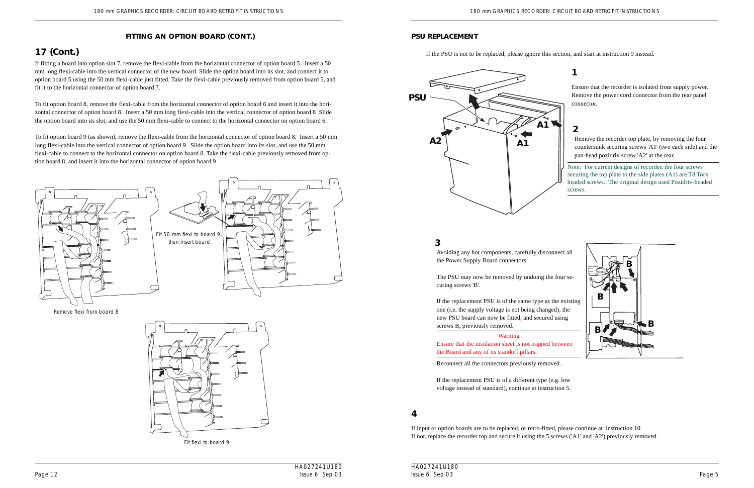## FITTING AN OPTION BOARD (CONT.)

## 17 (Cont.)

If fitting a board into option slot 7, remove the flexi-cable from the horizontal connector of option board 5. Insert a 50 mm long flexi-cable into the vertical connector of the new board. Slide the option board into its slot, and connect it to option board 5 using the 50 mm flexi-cable just fitted. Take the flexi-cable previously removed from option board 5, and fit it to the horizontal connector of option board 7.

To fit option board 8, remove the flexi-cable from the horizontal connector of option board 6 and insert it into the horizontal connector of option board 8. Insert a 50 mm long flexi-cable into the vertical connector of option board 8 Slide the option board into its slot, and use the 50 mm flexi-cable to connect to the horizontal connector on option board 6.

To fit option board 9 (as shown), remove the flexi-cable from the horizontal connector of option board 8. Insert a 50 mm long flexi-cable into the vertical connector of option board 9. Slide the option board into its slot, and use the 50 mm flexi-cable to connect to the horizontal connector on option board 8. Take the flexi-cable previously removed from option board 8, and insert it into the horizontal connector of option board 9

Fit 50 mm flexi to board 9, then insert board

Remove flexi from board 8

Fit flexi to board 9

## PSU REPLACEMENT

If the PSU is not to be replaced, please ignore this section, and start at instruction 9 instead.

### 1

Ensure that the recorder is isolated from supply power. Remove the power cord connector from the rear panel connector.

### 2

Remove the recorder top plate, by removing the four countersunk securing screws 'A1' (two each side) and the pan-head pozidriv screw 'A2' at the rear.

Note: For current designs of recorder, the four screws securing the top plate to the side plates (A1) are T8 Torx headed screws. The original design used Pozidriv-headed screws.

### 3

Avoiding any hot components, carefully disconnect all the Power Supply Board connectors.

The PSU may now be removed by undoing the four securing screws 'B'.

If the replacement PSU is of the same type as the existing one (i.e. the supply voltage is not being changed), the new PSU board can now be fitted, and secured using screws B, previously removed.

Warning
Ensure that the insulation sheet is not trapped between the Board and any of its standoff pillars.

Reconnect all the connectors previously removed.

If the replacement PSU is of a different type (e.g. low voltage instead of standard), continue at instruction 5.

### 4

If input or option boards are to be replaced, or retro-fitted, please continue at instruction 10.
If not, replace the recorder top and secure it using the 5 screws ('A1' and 'A2') previously removed.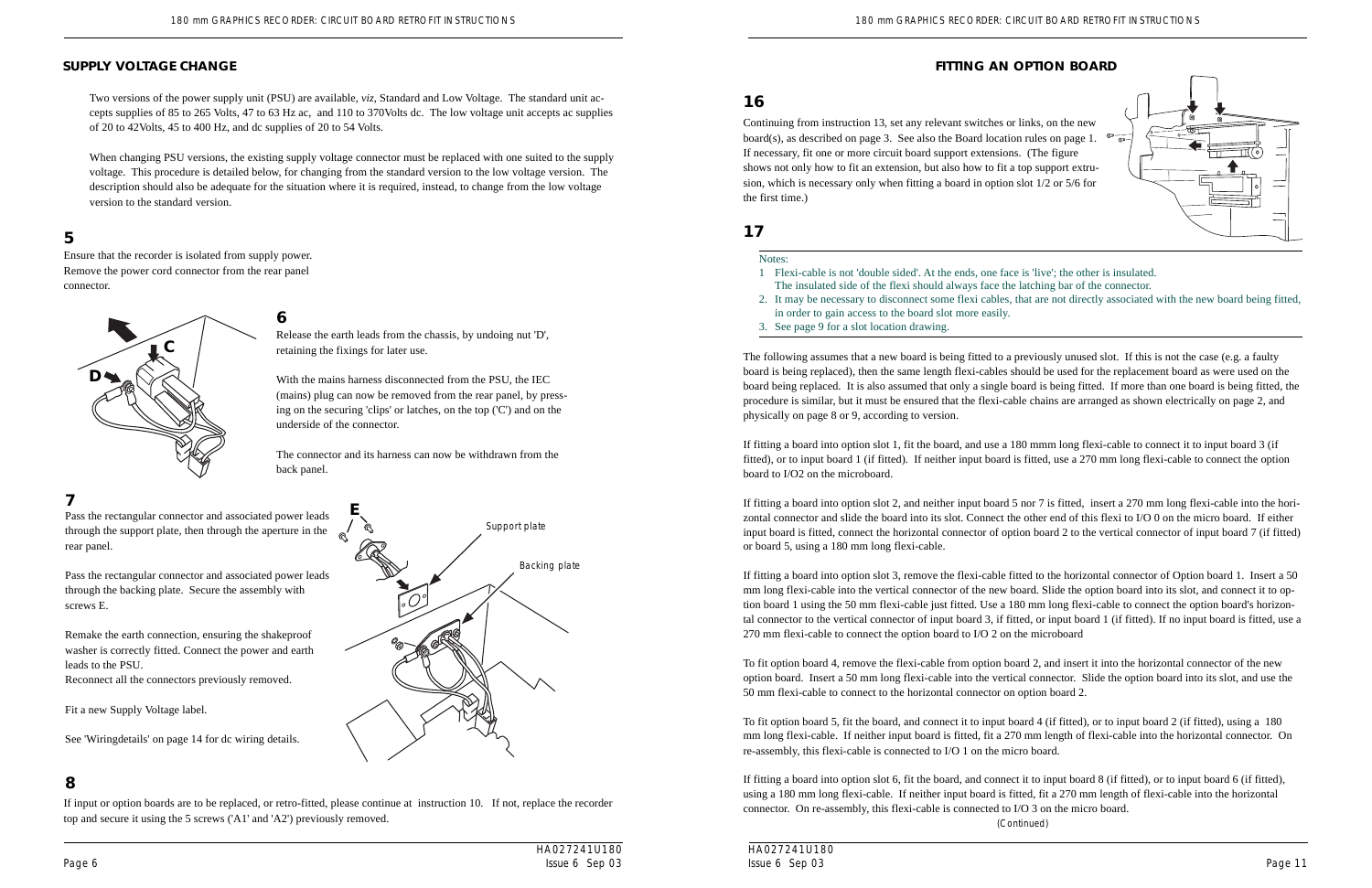## SUPPLY VOLTAGE CHANGE

Two versions of the power supply unit (PSU) are available, *viz*, Standard and Low Voltage. The standard unit accepts supplies of 85 to 265 Volts, 47 to 63 Hz ac, and 110 to 370Volts dc. The low voltage unit accepts ac supplies of 20 to 42Volts, 45 to 400 Hz, and dc supplies of 20 to 54 Volts.

When changing PSU versions, the existing supply voltage connector must be replaced with one suited to the supply voltage. This procedure is detailed below, for changing from the standard version to the low voltage version. The description should also be adequate for the situation where it is required, instead, to change from the low voltage version to the standard version.

### 5

Ensure that the recorder is isolated from supply power. Remove the power cord connector from the rear panel connector.

### 6

Release the earth leads from the chassis, by undoing nut 'D', retaining the fixings for later use.

With the mains harness disconnected from the PSU, the IEC (mains) plug can now be removed from the rear panel, by pressing on the securing 'clips' or latches, on the top ('C') and on the underside of the connector.

The connector and its harness can now be withdrawn from the back panel.

### 7

Pass the rectangular connector and associated power leads through the support plate, then through the aperture in the rear panel.

Pass the rectangular connector and associated power leads through the backing plate. Secure the assembly with screws E.

Remake the earth connection, ensuring the shakeproof washer is correctly fitted. Connect the power and earth leads to the PSU.
Reconnect all the connectors previously removed.

Fit a new Supply Voltage label.

See 'Wiringdetails' on page 14 for dc wiring details.

### 8

If input or option boards are to be replaced, or retro-fitted, please continue at instruction 10. If not, replace the recorder top and secure it using the 5 screws ('A1' and 'A2') previously removed.

## FITTING AN OPTION BOARD

### 16

Continuing from instruction 13, set any relevant switches or links, on the new board(s), as described on page 3. See also the Board location rules on page 1. If necessary, fit one or more circuit board support extensions. (The figure shows not only how to fit an extension, but also how to fit a top support extrusion, which is necessary only when fitting a board in option slot 1/2 or 5/6 for the first time.)

### 17

Notes:

1. Flexi-cable is not 'double sided'. At the ends, one face is 'live'; the other is insulated. The insulated side of the flexi should always face the latching bar of the connector.
2. It may be necessary to disconnect some flexi cables, that are not directly associated with the new board being fitted, in order to gain access to the board slot more easily.
3. See page 9 for a slot location drawing.

The following assumes that a new board is being fitted to a previously unused slot. If this is not the case (e.g. a faulty board is being replaced), then the same length flexi-cables should be used for the replacement board as were used on the board being replaced. It is also assumed that only a single board is being fitted. If more than one board is being fitted, the procedure is similar, but it must be ensured that the flexi-cable chains are arranged as shown electrically on page 2, and physically on page 8 or 9, according to version.

If fitting a board into option slot 1, fit the board, and use a 180 mmm long flexi-cable to connect it to input board 3 (if fitted), or to input board 1 (if fitted). If neither input board is fitted, use a 270 mm long flexi-cable to connect the option board to I/O2 on the microboard.

If fitting a board into option slot 2, and neither input board 5 nor 7 is fitted, insert a 270 mm long flexi-cable into the horizontal connector and slide the board into its slot. Connect the other end of this flexi to I/O 0 on the micro board. If either input board is fitted, connect the horizontal connector of option board 2 to the vertical connector of input board 7 (if fitted) or board 5, using a 180 mm long flexi-cable.

If fitting a board into option slot 3, remove the flexi-cable fitted to the horizontal connector of Option board 1. Insert a 50 mm long flexi-cable into the vertical connector of the new board. Slide the option board into its slot, and connect it to option board 1 using the 50 mm flexi-cable just fitted. Use a 180 mm long flexi-cable to connect the option board's horizontal connector to the vertical connector of input board 3, if fitted, or input board 1 (if fitted). If no input board is fitted, use a 270 mm flexi-cable to connect the option board to I/O 2 on the microboard

To fit option board 4, remove the flexi-cable from option board 2, and insert it into the horizontal connector of the new option board. Insert a 50 mm long flexi-cable into the vertical connector. Slide the option board into its slot, and use the 50 mm flexi-cable to connect to the horizontal connector on option board 2.

To fit option board 5, fit the board, and connect it to input board 4 (if fitted), or to input board 2 (if fitted), using a 180 mm long flexi-cable. If neither input board is fitted, fit a 270 mm length of flexi-cable into the horizontal connector. On re-assembly, this flexi-cable is connected to I/O 1 on the micro board.

If fitting a board into option slot 6, fit the board, and connect it to input board 8 (if fitted), or to input board 6 (if fitted), using a 180 mm long flexi-cable. If neither input board is fitted, fit a 270 mm length of flexi-cable into the horizontal connector. On re-assembly, this flexi-cable is connected to I/O 3 on the micro board.

(Continued)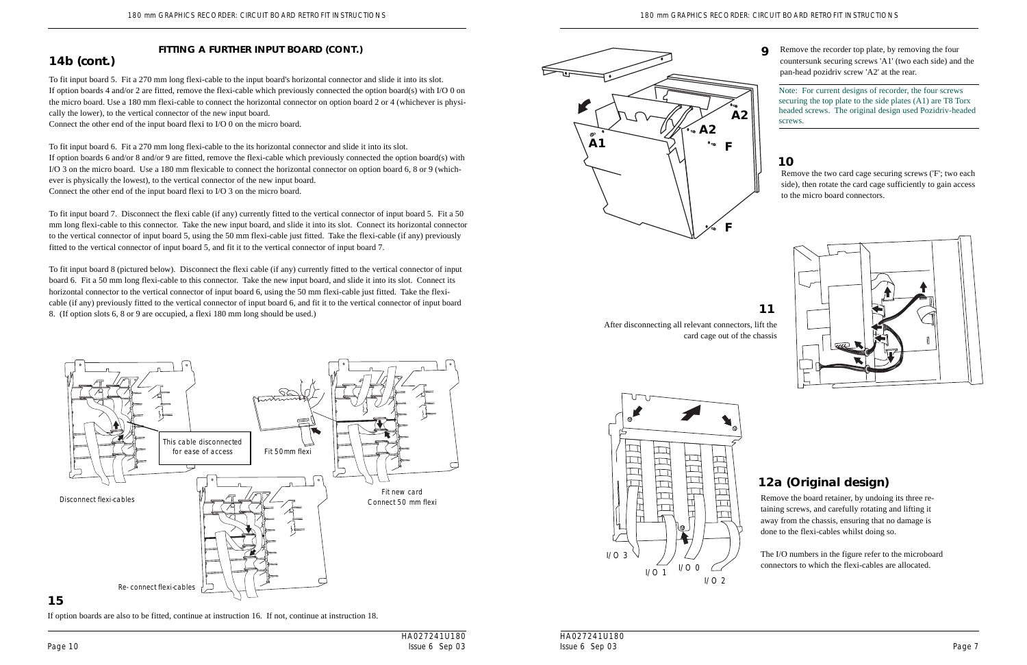## 14b (cont.)

### FITTING A FURTHER INPUT BOARD (CONT.)

To fit input board 5. Fit a 270 mm long flexi-cable to the input board's horizontal connector and slide it into its slot. If option boards 4 and/or 2 are fitted, remove the flexi-cable which previously connected the option board(s) with I/O 0 on the micro board. Use a 180 mm flexi-cable to connect the horizontal connector on option board 2 or 4 (whichever is physically the lower), to the vertical connector of the new input board.
Connect the other end of the input board flexi to I/O 0 on the micro board.

To fit input board 6. Fit a 270 mm long flexi-cable to the its horizontal connector and slide it into its slot.
If option boards 6 and/or 8 and/or 9 are fitted, remove the flexi-cable which previously connected the option board(s) with I/O 3 on the micro board. Use a 180 mm flexicable to connect the horizontal connector on option board 6, 8 or 9 (whichever is physically the lowest), to the vertical connector of the new input board.
Connect the other end of the input board flexi to I/O 3 on the micro board.

To fit input board 7. Disconnect the flexi cable (if any) currently fitted to the vertical connector of input board 5. Fit a 50 mm long flexi-cable to this connector. Take the new input board, and slide it into its slot. Connect its horizontal connector to the vertical connector of input board 5, using the 50 mm flexi-cable just fitted. Take the flexi-cable (if any) previously fitted to the vertical connector of input board 5, and fit it to the vertical connector of input board 7.

To fit input board 8 (pictured below). Disconnect the flexi cable (if any) currently fitted to the vertical connector of input board 6. Fit a 50 mm long flexi-cable to this connector. Take the new input board, and slide it into its slot. Connect its horizontal connector to the vertical connector of input board 6, using the 50 mm flexi-cable just fitted. Take the flexi-cable (if any) previously fitted to the vertical connector of input board 6, and fit it to the vertical connector of input board 8. (If option slots 6, 8 or 9 are occupied, a flexi 180 mm long should be used.)

This cable disconnected for ease of access

Fit 50mm flexi

Disconnect flexi-cables

Fit new card
Connect 50 mm flexi

Re-connect flexi-cables

## 15

If option boards are also to be fitted, continue at instruction 16. If not, continue at instruction 18.

## 9

Remove the recorder top plate, by removing the four countersunk securing screws 'A1' (two each side) and the pan-head pozidriv screw 'A2' at the rear.

Note: For current designs of recorder, the four screws securing the top plate to the side plates (A1) are T8 Torx headed screws. The original design used Pozidriv-headed screws.

## 10

Remove the two card cage securing screws ('F'; two each side), then rotate the card cage sufficiently to gain access to the micro board connectors.

## 11

After disconnecting all relevant connectors, lift the card cage out of the chassis

## 12a (Original design)

Remove the board retainer, by undoing its three retaining screws, and carefully rotating and lifting it away from the chassis, ensuring that no damage is done to the flexi-cables whilst doing so.

The I/O numbers in the figure refer to the microboard connectors to which the flexi-cables are allocated.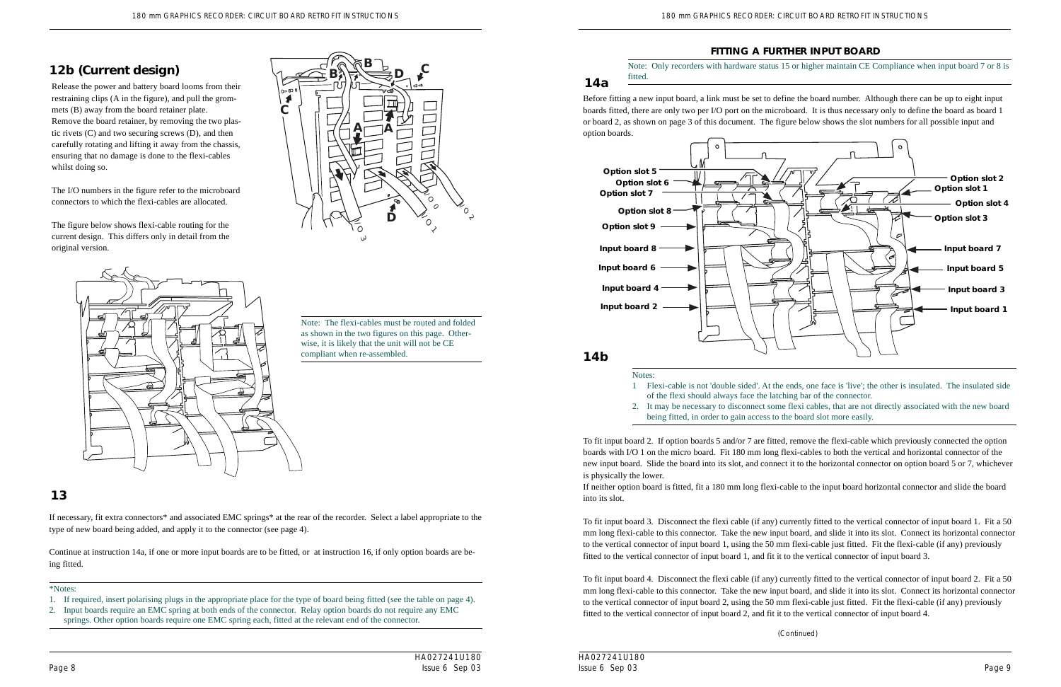## 12b (Current design)

Release the power and battery board looms from their restraining clips (A in the figure), and pull the grommets (B) away from the board retainer plate.
Remove the board retainer, by removing the two plastic rivets (C) and two securing screws (D), and then carefully rotating and lifting it away from the chassis, ensuring that no damage is done to the flexi-cables whilst doing so.

The I/O numbers in the figure refer to the microboard connectors to which the flexi-cables are allocated.

The figure below shows flexi-cable routing for the current design. This differs only in detail from the original version.

B B D C
C
A A
D
I/O 3 I/O 1 I/O 0 I/O 2

Note: The flexi-cables must be routed and folded as shown in the two figures on this page. Otherwise, it is likely that the unit will not be CE compliant when re-assembled.

## 13

If necessary, fit extra connectors* and associated EMC springs* at the rear of the recorder. Select a label appropriate to the type of new board being added, and apply it to the connector (see page 4).

Continue at instruction 14a, if one or more input boards are to be fitted, or at instruction 16, if only option boards are being fitted.

*Notes:

1. If required, insert polarising plugs in the appropriate place for the type of board being fitted (see the table on page 4).
2. Input boards require an EMC spring at both ends of the connector. Relay option boards do not require any EMC springs. Other option boards require one EMC spring each, fitted at the relevant end of the connector.

### FITTING A FURTHER INPUT BOARD

## 14a

Note: Only recorders with hardware status 15 or higher maintain CE Compliance when input board 7 or 8 is fitted.

Before fitting a new input board, a link must be set to define the board number. Although there can be up to eight input boards fitted, there are only two per I/O port on the microboard. It is thus necessary only to define the board as board 1 or board 2, as shown on page 3 of this document. The figure below shows the slot numbers for all possible input and option boards.

Option slot 5
Option slot 6
Option slot 7
Option slot 8
Option slot 9
Input board 8
Input board 6
Input board 4
Input board 2
Option slot 2
Option slot 1
Option slot 4
Option slot 3
Input board 7
Input board 5
Input board 3
Input board 1

## 14b

Notes:

1. Flexi-cable is not 'double sided'. At the ends, one face is 'live'; the other is insulated. The insulated side of the flexi should always face the latching bar of the connector.
2. It may be necessary to disconnect some flexi cables, that are not directly associated with the new board being fitted, in order to gain access to the board slot more easily.

To fit input board 2. If option boards 5 and/or 7 are fitted, remove the flexi-cable which previously connected the option boards with I/O 1 on the micro board. Fit 180 mm long flexi-cables to both the vertical and horizontal connector of the new input board. Slide the board into its slot, and connect it to the horizontal connector on option board 5 or 7, whichever is physically the lower.
If neither option board is fitted, fit a 180 mm long flexi-cable to the input board horizontal connector and slide the board into its slot.

To fit input board 3. Disconnect the flexi cable (if any) currently fitted to the vertical connector of input board 1. Fit a 50 mm long flexi-cable to this connector. Take the new input board, and slide it into its slot. Connect its horizontal connector to the vertical connector of input board 1, using the 50 mm flexi-cable just fitted. Fit the flexi-cable (if any) previously fitted to the vertical connector of input board 1, and fit it to the vertical connector of input board 3.

To fit input board 4. Disconnect the flexi cable (if any) currently fitted to the vertical connector of input board 2. Fit a 50 mm long flexi-cable to this connector. Take the new input board, and slide it into its slot. Connect its horizontal connector to the vertical connector of input board 2, using the 50 mm flexi-cable just fitted. Fit the flexi-cable (if any) previously fitted to the vertical connector of input board 2, and fit it to the vertical connector of input board 4.

(Continued)